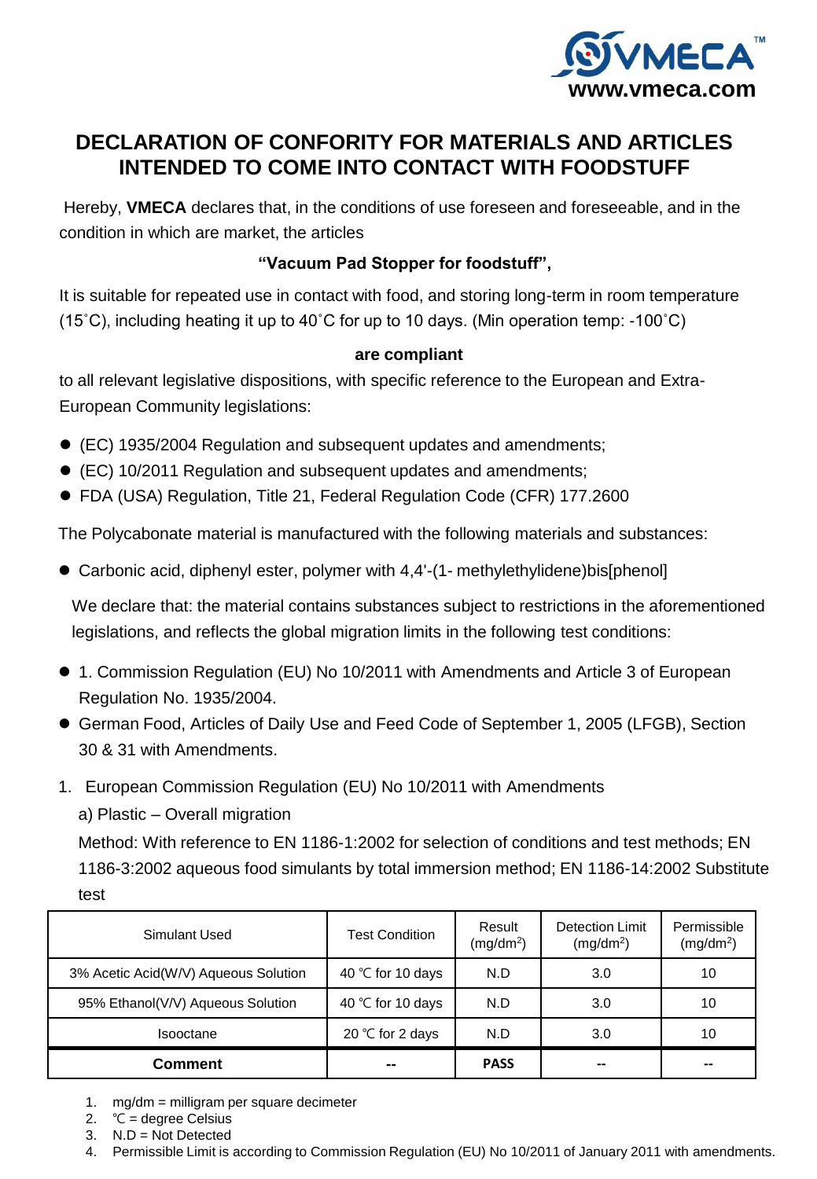VMECA™
www.vmeca.com

# DECLARATION OF CONFORITY FOR MATERIALS AND ARTICLES INTENDED TO COME INTO CONTACT WITH FOODSTUFF

Hereby, **VMECA** declares that, in the conditions of use foreseen and foreseeable, and in the condition in which are market, the articles

**"Vacuum Pad Stopper for foodstuff",**

It is suitable for repeated use in contact with food, and storing long-term in room temperature (15˚C), including heating it up to 40˚C for up to 10 days. (Min operation temp: -100˚C)

**are compliant**

to all relevant legislative dispositions, with specific reference to the European and Extra-European Community legislations:

- (EC) 1935/2004 Regulation and subsequent updates and amendments;
- (EC) 10/2011 Regulation and subsequent updates and amendments;
- FDA (USA) Regulation, Title 21, Federal Regulation Code (CFR) 177.2600

The Polycabonate material is manufactured with the following materials and substances:

- Carbonic acid, diphenyl ester, polymer with 4,4'-(1- methylethylidene)bis[phenol]

We declare that: the material contains substances subject to restrictions in the aforementioned legislations, and reflects the global migration limits in the following test conditions:

- 1. Commission Regulation (EU) No 10/2011 with Amendments and Article 3 of European Regulation No. 1935/2004.
- German Food, Articles of Daily Use and Feed Code of September 1, 2005 (LFGB), Section 30 & 31 with Amendments.

1. European Commission Regulation (EU) No 10/2011 with Amendments

   a) Plastic – Overall migration

   Method: With reference to EN 1186-1:2002 for selection of conditions and test methods; EN 1186-3:2002 aqueous food simulants by total immersion method; EN 1186-14:2002 Substitute test

| Simulant Used | Test Condition | Result ($mg/dm^2$) | Detection Limit ($mg/dm^2$) | Permissible ($mg/dm^2$) |
|---|---|---|---|---|
| 3% Acetic Acid(W/V) Aqueous Solution | 40 ℃ for 10 days | N.D | 3.0 | 10 |
| 95% Ethanol(V/V) Aqueous Solution | 40 ℃ for 10 days | N.D | 3.0 | 10 |
| Isooctane | 20 ℃ for 2 days | N.D | 3.0 | 10 |
| **Comment** | -- | **PASS** | -- | -- |

1. mg/dm = milligram per square decimeter
2. ℃ = degree Celsius
3. N.D = Not Detected
4. Permissible Limit is according to Commission Regulation (EU) No 10/2011 of January 2011 with amendments.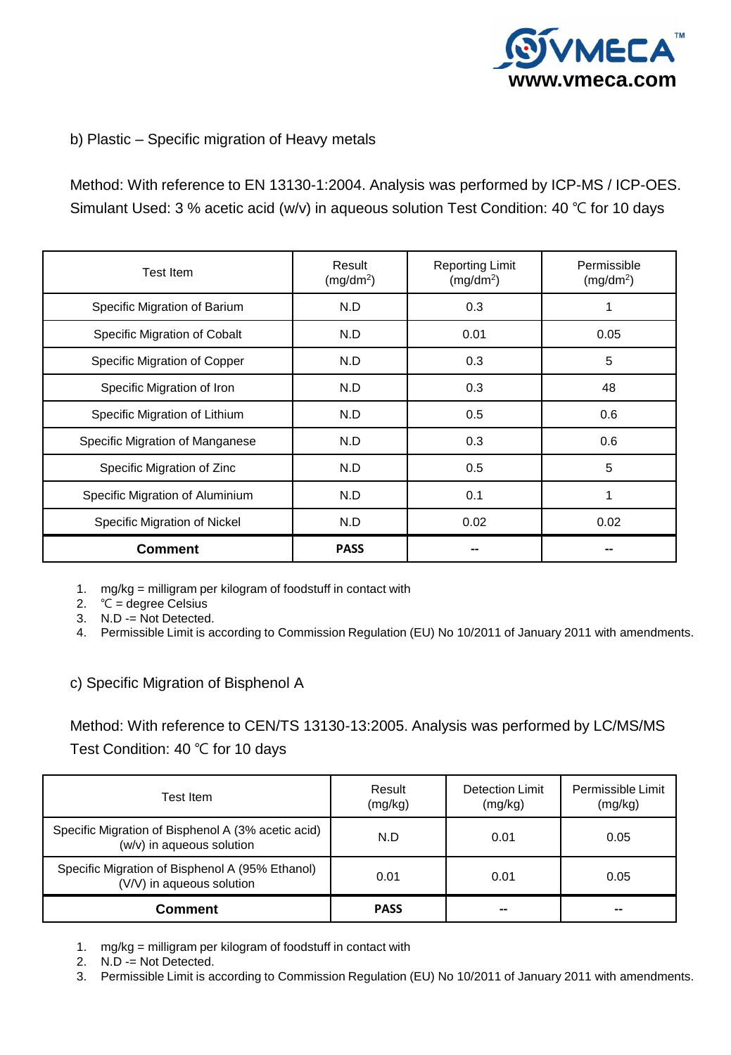b) Plastic – Specific migration of Heavy metals

Method: With reference to EN 13130-1:2004. Analysis was performed by ICP-MS / ICP-OES. Simulant Used: 3 % acetic acid (w/v) in aqueous solution Test Condition: 40 ℃ for 10 days

| Test Item | Result ($mg/dm^2$) | Reporting Limit ($mg/dm^2$) | Permissible ($mg/dm^2$) |
|---|---|---|---|
| Specific Migration of Barium | N.D | 0.3 | 1 |
| Specific Migration of Cobalt | N.D | 0.01 | 0.05 |
| Specific Migration of Copper | N.D | 0.3 | 5 |
| Specific Migration of Iron | N.D | 0.3 | 48 |
| Specific Migration of Lithium | N.D | 0.5 | 0.6 |
| Specific Migration of Manganese | N.D | 0.3 | 0.6 |
| Specific Migration of Zinc | N.D | 0.5 | 5 |
| Specific Migration of Aluminium | N.D | 0.1 | 1 |
| Specific Migration of Nickel | N.D | 0.02 | 0.02 |
| **Comment** | **PASS** | -- | -- |

1. mg/kg = milligram per kilogram of foodstuff in contact with
2. ℃ = degree Celsius
3. N.D -= Not Detected.
4. Permissible Limit is according to Commission Regulation (EU) No 10/2011 of January 2011 with amendments.

c) Specific Migration of Bisphenol A

Method: With reference to CEN/TS 13130-13:2005. Analysis was performed by LC/MS/MS Test Condition: 40 ℃ for 10 days

| Test Item | Result (mg/kg) | Detection Limit (mg/kg) | Permissible Limit (mg/kg) |
|---|---|---|---|
| Specific Migration of Bisphenol A (3% acetic acid) (w/v) in aqueous solution | N.D | 0.01 | 0.05 |
| Specific Migration of Bisphenol A (95% Ethanol) (V/V) in aqueous solution | 0.01 | 0.01 | 0.05 |
| **Comment** | **PASS** | -- | -- |

1. mg/kg = milligram per kilogram of foodstuff in contact with
2. N.D -= Not Detected.
3. Permissible Limit is according to Commission Regulation (EU) No 10/2011 of January 2011 with amendments.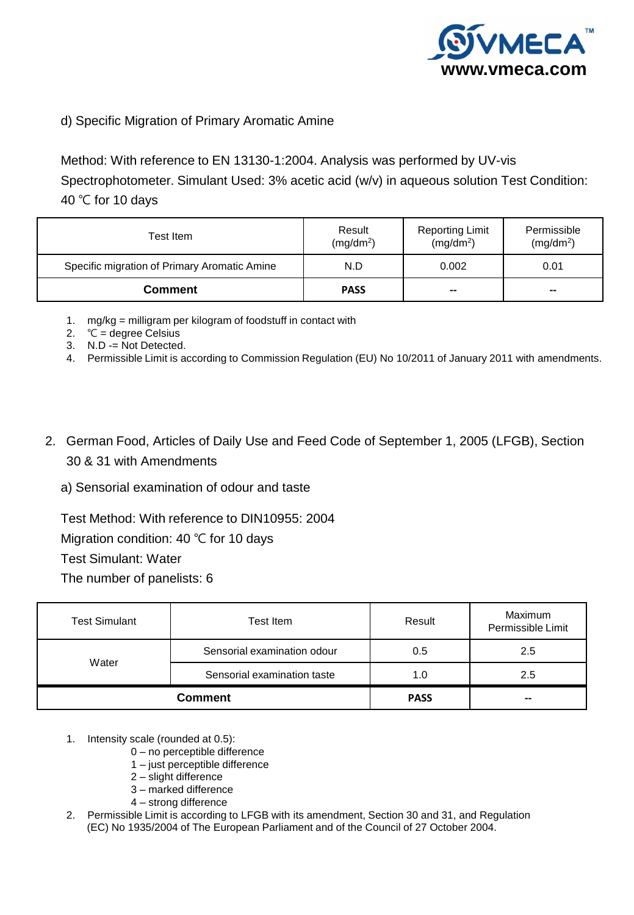d) Specific Migration of Primary Aromatic Amine

Method: With reference to EN 13130-1:2004. Analysis was performed by UV-vis Spectrophotometer. Simulant Used: 3% acetic acid (w/v) in aqueous solution Test Condition: 40 ℃ for 10 days

| Test Item | Result ($mg/dm^2$) | Reporting Limit ($mg/dm^2$) | Permissible ($mg/dm^2$) |
|---|---|---|---|
| Specific migration of Primary Aromatic Amine | N.D | 0.002 | 0.01 |
| **Comment** | **PASS** | -- | -- |

1. mg/kg = milligram per kilogram of foodstuff in contact with
2. ℃ = degree Celsius
3. N.D -= Not Detected.
4. Permissible Limit is according to Commission Regulation (EU) No 10/2011 of January 2011 with amendments.

2. German Food, Articles of Daily Use and Feed Code of September 1, 2005 (LFGB), Section 30 & 31 with Amendments

a) Sensorial examination of odour and taste

Test Method: With reference to DIN10955: 2004

Migration condition: 40 ℃ for 10 days

Test Simulant: Water

The number of panelists: 6

| Test Simulant | Test Item | Result | Maximum Permissible Limit |
|---|---|---|---|
| Water | Sensorial examination odour | 0.5 | 2.5 |
| | Sensorial examination taste | 1.0 | 2.5 |
| **Comment** | | **PASS** | -- |

1. Intensity scale (rounded at 0.5):
   - 0 – no perceptible difference
   - 1 – just perceptible difference
   - 2 – slight difference
   - 3 – marked difference
   - 4 – strong difference
2. Permissible Limit is according to LFGB with its amendment, Section 30 and 31, and Regulation (EC) No 1935/2004 of The European Parliament and of the Council of 27 October 2004.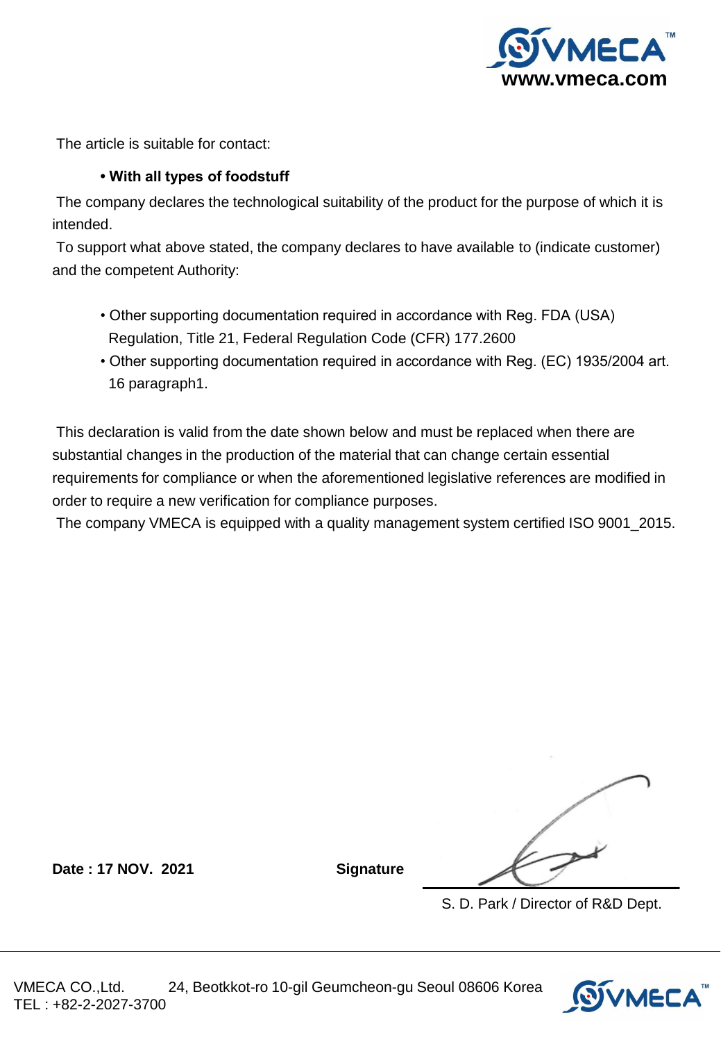The article is suitable for contact:

- **With all types of foodstuff**

The company declares the technological suitability of the product for the purpose of which it is intended.

To support what above stated, the company declares to have available to (indicate customer) and the competent Authority:

- Other supporting documentation required in accordance with Reg. FDA (USA) Regulation, Title 21, Federal Regulation Code (CFR) 177.2600
- Other supporting documentation required in accordance with Reg. (EC) 1935/2004 art. 16 paragraph1.

This declaration is valid from the date shown below and must be replaced when there are substantial changes in the production of the material that can change certain essential requirements for compliance or when the aforementioned legislative references are modified in order to require a new verification for compliance purposes.

The company VMECA is equipped with a quality management system certified ISO 9001_2015.

**Date : 17 NOV. 2021** **Signature**

S. D. Park / Director of R&D Dept.

VMECA CO.,Ltd. 24, Beotkkot-ro 10-gil Geumcheon-gu Seoul 08606 Korea
TEL : +82-2-2027-3700